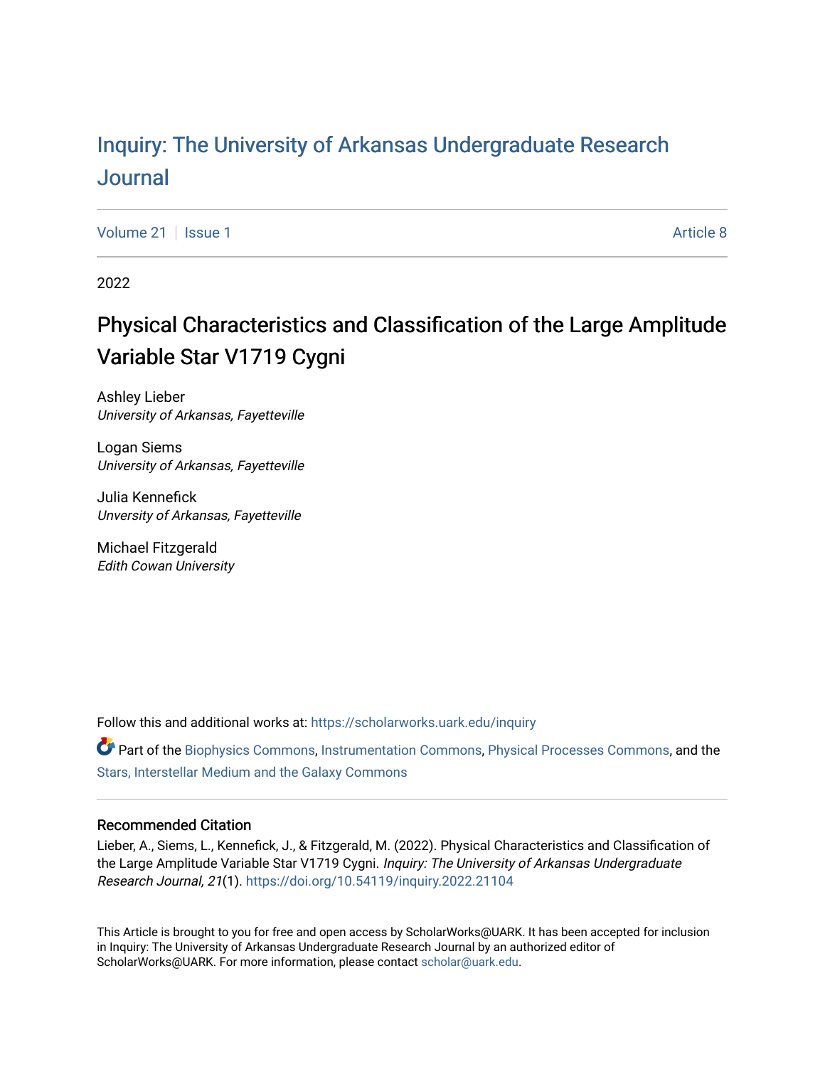# Inquiry: The University of Arkansas Undergraduate Research Journal

Volume 21 | Issue 1 Article 8

2022

## Physical Characteristics and Classification of the Large Amplitude Variable Star V1719 Cygni

Ashley Lieber
*University of Arkansas, Fayetteville*

Logan Siems
*University of Arkansas, Fayetteville*

Julia Kennefick
*Unversity of Arkansas, Fayetteville*

Michael Fitzgerald
*Edith Cowan University*

Follow this and additional works at: https://scholarworks.uark.edu/inquiry

Part of the Biophysics Commons, Instrumentation Commons, Physical Processes Commons, and the Stars, Interstellar Medium and the Galaxy Commons

### Recommended Citation

Lieber, A., Siems, L., Kennefick, J., & Fitzgerald, M. (2022). Physical Characteristics and Classification of the Large Amplitude Variable Star V1719 Cygni. *Inquiry: The University of Arkansas Undergraduate Research Journal, 21*(1). https://doi.org/10.54119/inquiry.2022.21104

This Article is brought to you for free and open access by ScholarWorks@UARK. It has been accepted for inclusion in Inquiry: The University of Arkansas Undergraduate Research Journal by an authorized editor of ScholarWorks@UARK. For more information, please contact scholar@uark.edu.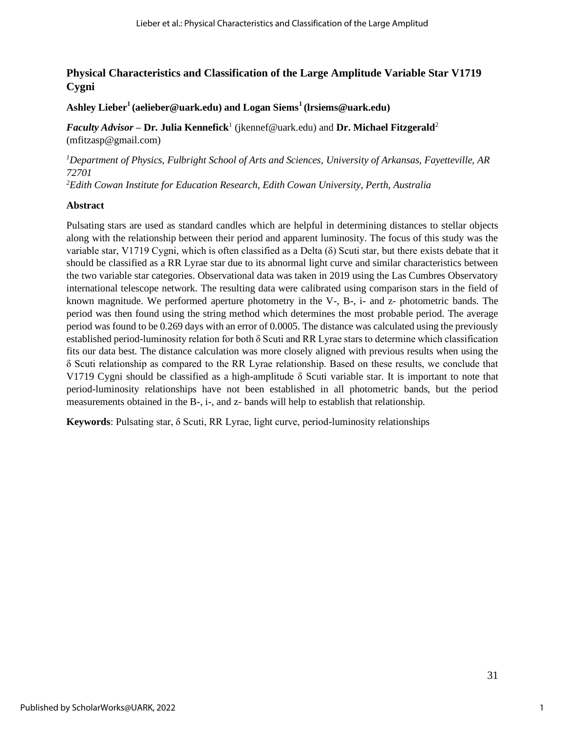# Physical Characteristics and Classification of the Large Amplitude Variable Star V1719 Cygni

**Ashley Lieber[1] (aelieber@uark.edu) and Logan Siems[1] (lrsiems@uark.edu)**

***Faculty Advisor*** **– Dr. Julia Kennefick**[1] (jkennef@uark.edu) and **Dr. Michael Fitzgerald**[2] (mfitzasp@gmail.com)

*[1]Department of Physics, Fulbright School of Arts and Sciences, University of Arkansas, Fayetteville, AR 72701*

*[2]Edith Cowan Institute for Education Research, Edith Cowan University, Perth, Australia*

## Abstract

Pulsating stars are used as standard candles which are helpful in determining distances to stellar objects along with the relationship between their period and apparent luminosity. The focus of this study was the variable star, V1719 Cygni, which is often classified as a Delta (δ) Scuti star, but there exists debate that it should be classified as a RR Lyrae star due to its abnormal light curve and similar characteristics between the two variable star categories. Observational data was taken in 2019 using the Las Cumbres Observatory international telescope network. The resulting data were calibrated using comparison stars in the field of known magnitude. We performed aperture photometry in the V-, B-, i- and z- photometric bands. The period was then found using the string method which determines the most probable period. The average period was found to be 0.269 days with an error of 0.0005. The distance was calculated using the previously established period-luminosity relation for both δ Scuti and RR Lyrae stars to determine which classification fits our data best. The distance calculation was more closely aligned with previous results when using the δ Scuti relationship as compared to the RR Lyrae relationship. Based on these results, we conclude that V1719 Cygni should be classified as a high-amplitude δ Scuti variable star. It is important to note that period-luminosity relationships have not been established in all photometric bands, but the period measurements obtained in the B-, i-, and z- bands will help to establish that relationship.

**Keywords**: Pulsating star, δ Scuti, RR Lyrae, light curve, period-luminosity relationships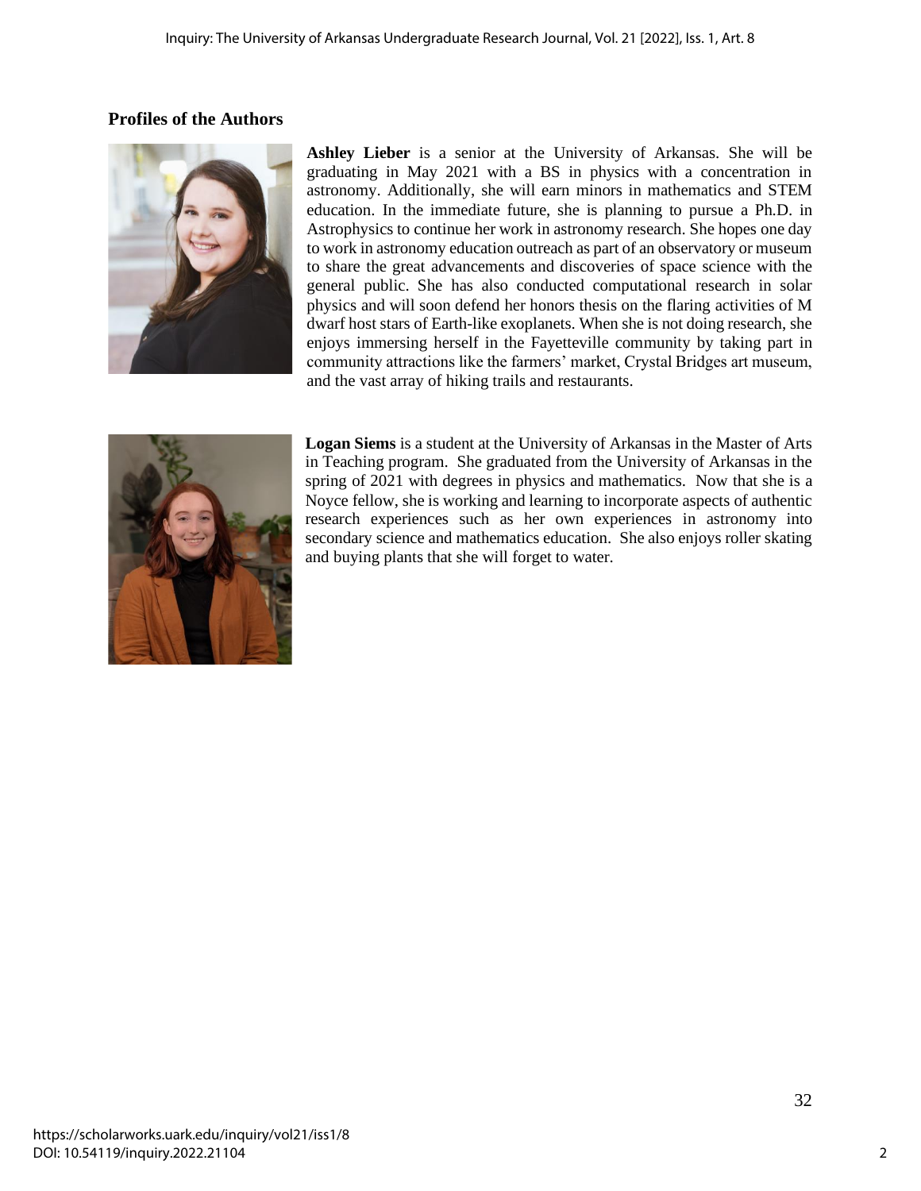## Profiles of the Authors

**Ashley Lieber** is a senior at the University of Arkansas. She will be graduating in May 2021 with a BS in physics with a concentration in astronomy. Additionally, she will earn minors in mathematics and STEM education. In the immediate future, she is planning to pursue a Ph.D. in Astrophysics to continue her work in astronomy research. She hopes one day to work in astronomy education outreach as part of an observatory or museum to share the great advancements and discoveries of space science with the general public. She has also conducted computational research in solar physics and will soon defend her honors thesis on the flaring activities of M dwarf host stars of Earth-like exoplanets. When she is not doing research, she enjoys immersing herself in the Fayetteville community by taking part in community attractions like the farmers' market, Crystal Bridges art museum, and the vast array of hiking trails and restaurants.

**Logan Siems** is a student at the University of Arkansas in the Master of Arts in Teaching program. She graduated from the University of Arkansas in the spring of 2021 with degrees in physics and mathematics. Now that she is a Noyce fellow, she is working and learning to incorporate aspects of authentic research experiences such as her own experiences in astronomy into secondary science and mathematics education. She also enjoys roller skating and buying plants that she will forget to water.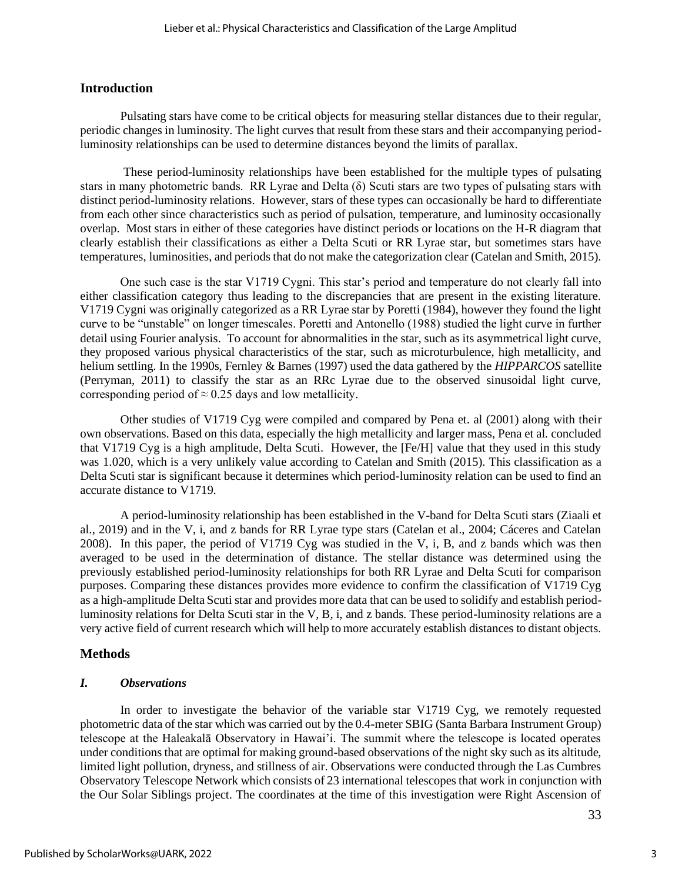## Introduction

Pulsating stars have come to be critical objects for measuring stellar distances due to their regular, periodic changes in luminosity. The light curves that result from these stars and their accompanying period-luminosity relationships can be used to determine distances beyond the limits of parallax.

These period-luminosity relationships have been established for the multiple types of pulsating stars in many photometric bands. RR Lyrae and Delta (δ) Scuti stars are two types of pulsating stars with distinct period-luminosity relations. However, stars of these types can occasionally be hard to differentiate from each other since characteristics such as period of pulsation, temperature, and luminosity occasionally overlap. Most stars in either of these categories have distinct periods or locations on the H-R diagram that clearly establish their classifications as either a Delta Scuti or RR Lyrae star, but sometimes stars have temperatures, luminosities, and periods that do not make the categorization clear (Catelan and Smith, 2015).

One such case is the star V1719 Cygni. This star's period and temperature do not clearly fall into either classification category thus leading to the discrepancies that are present in the existing literature. V1719 Cygni was originally categorized as a RR Lyrae star by Poretti (1984), however they found the light curve to be "unstable" on longer timescales. Poretti and Antonello (1988) studied the light curve in further detail using Fourier analysis. To account for abnormalities in the star, such as its asymmetrical light curve, they proposed various physical characteristics of the star, such as microturbulence, high metallicity, and helium settling. In the 1990s, Fernley & Barnes (1997) used the data gathered by the *HIPPARCOS* satellite (Perryman, 2011) to classify the star as an RRc Lyrae due to the observed sinusoidal light curve, corresponding period of ≈ 0.25 days and low metallicity.

Other studies of V1719 Cyg were compiled and compared by Pena et. al (2001) along with their own observations. Based on this data, especially the high metallicity and larger mass, Pena et al. concluded that V1719 Cyg is a high amplitude, Delta Scuti. However, the [Fe/H] value that they used in this study was 1.020, which is a very unlikely value according to Catelan and Smith (2015). This classification as a Delta Scuti star is significant because it determines which period-luminosity relation can be used to find an accurate distance to V1719.

A period-luminosity relationship has been established in the V-band for Delta Scuti stars (Ziaali et al., 2019) and in the V, i, and z bands for RR Lyrae type stars (Catelan et al., 2004; Cáceres and Catelan 2008). In this paper, the period of V1719 Cyg was studied in the V, i, B, and z bands which was then averaged to be used in the determination of distance. The stellar distance was determined using the previously established period-luminosity relationships for both RR Lyrae and Delta Scuti for comparison purposes. Comparing these distances provides more evidence to confirm the classification of V1719 Cyg as a high-amplitude Delta Scuti star and provides more data that can be used to solidify and establish period-luminosity relations for Delta Scuti star in the V, B, i, and z bands. These period-luminosity relations are a very active field of current research which will help to more accurately establish distances to distant objects.

## Methods

### *I. Observations*

In order to investigate the behavior of the variable star V1719 Cyg, we remotely requested photometric data of the star which was carried out by the 0.4-meter SBIG (Santa Barbara Instrument Group) telescope at the Haleakalā Observatory in Hawai'i. The summit where the telescope is located operates under conditions that are optimal for making ground-based observations of the night sky such as its altitude, limited light pollution, dryness, and stillness of air. Observations were conducted through the Las Cumbres Observatory Telescope Network which consists of 23 international telescopes that work in conjunction with the Our Solar Siblings project. The coordinates at the time of this investigation were Right Ascension of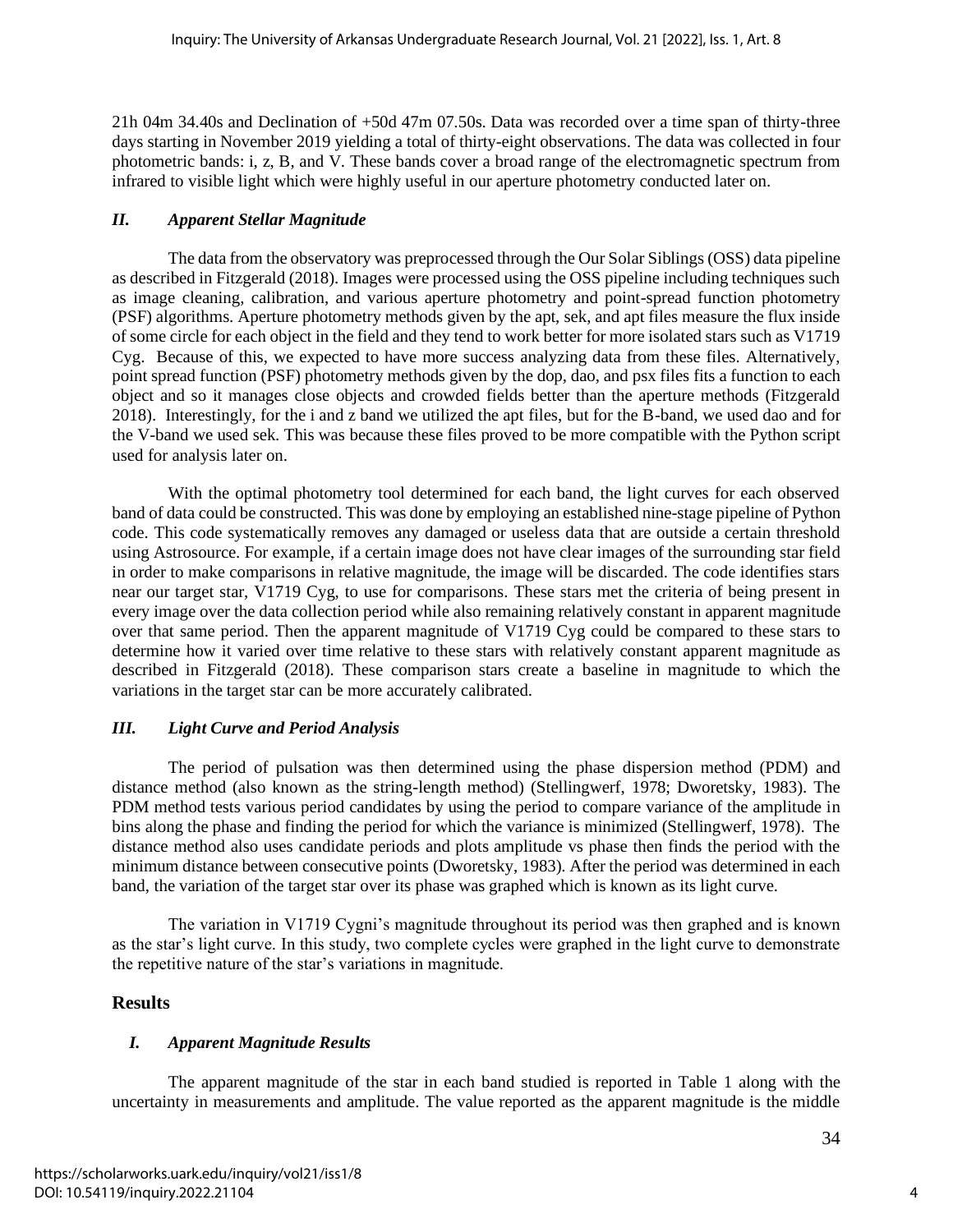21h 04m 34.40s and Declination of +50d 47m 07.50s. Data was recorded over a time span of thirty-three days starting in November 2019 yielding a total of thirty-eight observations. The data was collected in four photometric bands: i, z, B, and V. These bands cover a broad range of the electromagnetic spectrum from infrared to visible light which were highly useful in our aperture photometry conducted later on.

### *II. Apparent Stellar Magnitude*

The data from the observatory was preprocessed through the Our Solar Siblings (OSS) data pipeline as described in Fitzgerald (2018). Images were processed using the OSS pipeline including techniques such as image cleaning, calibration, and various aperture photometry and point-spread function photometry (PSF) algorithms. Aperture photometry methods given by the apt, sek, and apt files measure the flux inside of some circle for each object in the field and they tend to work better for more isolated stars such as V1719 Cyg. Because of this, we expected to have more success analyzing data from these files. Alternatively, point spread function (PSF) photometry methods given by the dop, dao, and psx files fits a function to each object and so it manages close objects and crowded fields better than the aperture methods (Fitzgerald 2018). Interestingly, for the i and z band we utilized the apt files, but for the B-band, we used dao and for the V-band we used sek. This was because these files proved to be more compatible with the Python script used for analysis later on.

With the optimal photometry tool determined for each band, the light curves for each observed band of data could be constructed. This was done by employing an established nine-stage pipeline of Python code. This code systematically removes any damaged or useless data that are outside a certain threshold using Astrosource. For example, if a certain image does not have clear images of the surrounding star field in order to make comparisons in relative magnitude, the image will be discarded. The code identifies stars near our target star, V1719 Cyg, to use for comparisons. These stars met the criteria of being present in every image over the data collection period while also remaining relatively constant in apparent magnitude over that same period. Then the apparent magnitude of V1719 Cyg could be compared to these stars to determine how it varied over time relative to these stars with relatively constant apparent magnitude as described in Fitzgerald (2018). These comparison stars create a baseline in magnitude to which the variations in the target star can be more accurately calibrated.

### *III. Light Curve and Period Analysis*

The period of pulsation was then determined using the phase dispersion method (PDM) and distance method (also known as the string-length method) (Stellingwerf, 1978; Dworetsky, 1983). The PDM method tests various period candidates by using the period to compare variance of the amplitude in bins along the phase and finding the period for which the variance is minimized (Stellingwerf, 1978). The distance method also uses candidate periods and plots amplitude vs phase then finds the period with the minimum distance between consecutive points (Dworetsky, 1983). After the period was determined in each band, the variation of the target star over its phase was graphed which is known as its light curve.

The variation in V1719 Cygni's magnitude throughout its period was then graphed and is known as the star's light curve. In this study, two complete cycles were graphed in the light curve to demonstrate the repetitive nature of the star's variations in magnitude.

## Results

### *I. Apparent Magnitude Results*

The apparent magnitude of the star in each band studied is reported in Table 1 along with the uncertainty in measurements and amplitude. The value reported as the apparent magnitude is the middle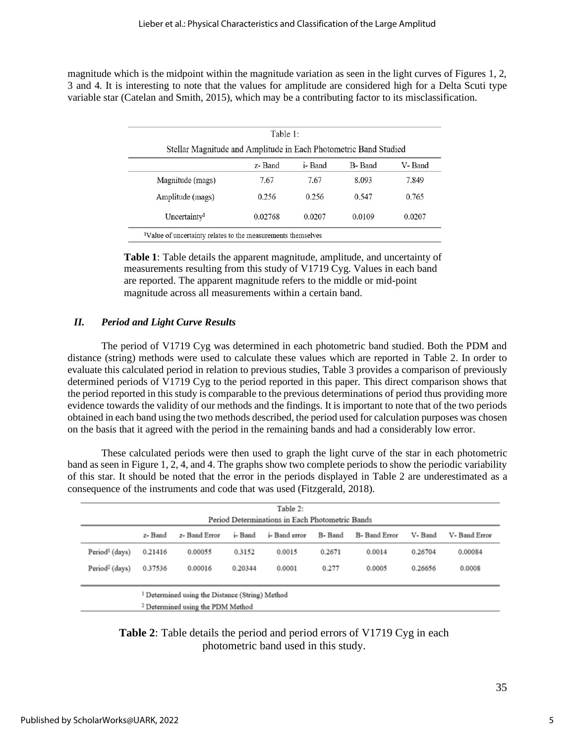magnitude which is the midpoint within the magnitude variation as seen in the light curves of Figures 1, 2, 3 and 4. It is interesting to note that the values for amplitude are considered high for a Delta Scuti type variable star (Catelan and Smith, 2015), which may be a contributing factor to its misclassification.

Table 1:
Stellar Magnitude and Amplitude in Each Photometric Band Studied

| | z- Band | i- Band | B- Band | V- Band |
|---|---|---|---|---|
| Magnitude (mags) | 7.67 | 7.67 | 8.093 | 7.849 |
| Amplitude (mags) | 0.256 | 0.256 | 0.547 | 0.765 |
| Uncertainty[1] | 0.02768 | 0.0207 | 0.0109 | 0.0207 |

[1]Value of uncertainty relates to the measurements themselves

**Table 1**: Table details the apparent magnitude, amplitude, and uncertainty of measurements resulting from this study of V1719 Cyg. Values in each band are reported. The apparent magnitude refers to the middle or mid-point magnitude across all measurements within a certain band.

### *II. Period and Light Curve Results*

The period of V1719 Cyg was determined in each photometric band studied. Both the PDM and distance (string) methods were used to calculate these values which are reported in Table 2. In order to evaluate this calculated period in relation to previous studies, Table 3 provides a comparison of previously determined periods of V1719 Cyg to the period reported in this paper. This direct comparison shows that the period reported in this study is comparable to the previous determinations of period thus providing more evidence towards the validity of our methods and the findings. It is important to note that of the two periods obtained in each band using the two methods described, the period used for calculation purposes was chosen on the basis that it agreed with the period in the remaining bands and had a considerably low error.

These calculated periods were then used to graph the light curve of the star in each photometric band as seen in Figure 1, 2, 4, and 4. The graphs show two complete periods to show the periodic variability of this star. It should be noted that the error in the periods displayed in Table 2 are underestimated as a consequence of the instruments and code that was used (Fitzgerald, 2018).

Table 2:
Period Determinations in Each Photometric Bands

| | z- Band | z- Band Error | i- Band | i- Band error | B- Band | B- Band Error | V- Band | V- Band Error |
|---|---|---|---|---|---|---|---|---|
| Period[1] (days) | 0.21416 | 0.00055 | 0.3152 | 0.0015 | 0.2671 | 0.0014 | 0.26704 | 0.00084 |
| Period[2] (days) | 0.37536 | 0.00016 | 0.20344 | 0.0001 | 0.277 | 0.0005 | 0.26656 | 0.0008 |

[1] Determined using the Distance (String) Method
[2] Determined using the PDM Method

**Table 2**: Table details the period and period errors of V1719 Cyg in each photometric band used in this study.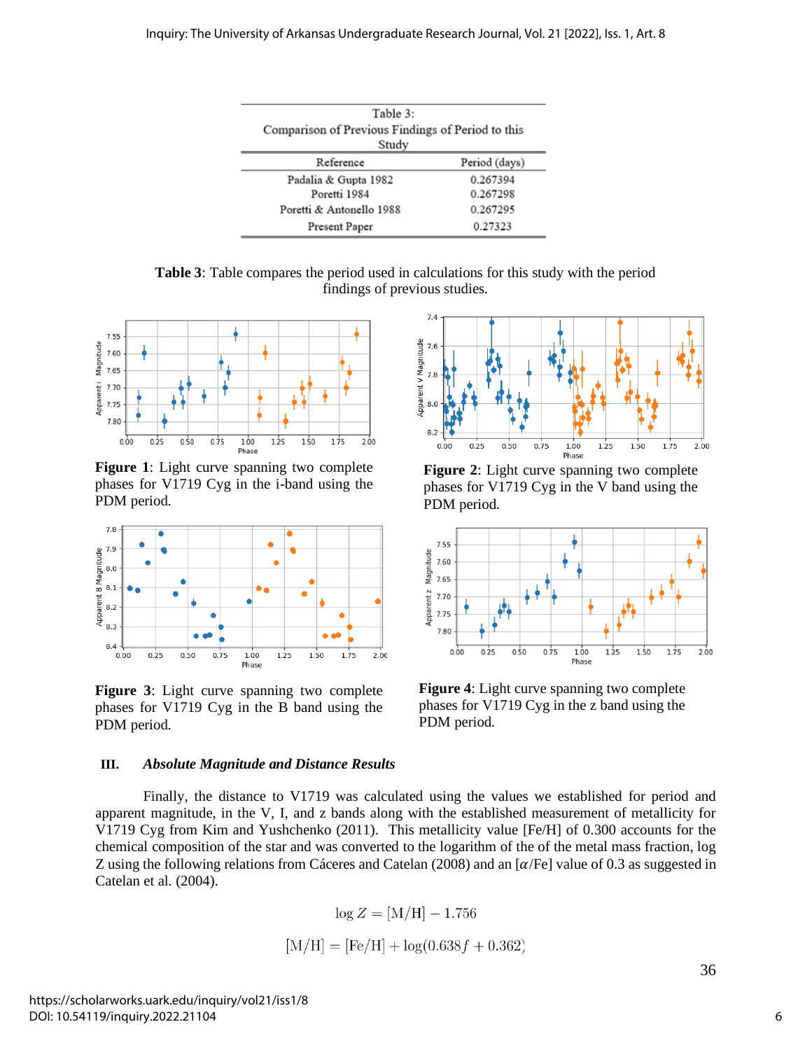| Reference | Period (days) |
|---|---|
| Padalia & Gupta 1982 | 0.267394 |
| Poretti 1984 | 0.267298 |
| Poretti & Antonello 1988 | 0.267295 |
| Present Paper | 0.27323 |

Table 3: Comparison of Previous Findings of Period to this Study

**Table 3**: Table compares the period used in calculations for this study with the period findings of previous studies.

**Figure 1**: Light curve spanning two complete phases for V1719 Cyg in the i-band using the PDM period.

**Figure 2**: Light curve spanning two complete phases for V1719 Cyg in the V band using the PDM period.

**Figure 3**: Light curve spanning two complete phases for V1719 Cyg in the B band using the PDM period.

**Figure 4**: Light curve spanning two complete phases for V1719 Cyg in the z band using the PDM period.

### III. *Absolute Magnitude and Distance Results*

Finally, the distance to V1719 was calculated using the values we established for period and apparent magnitude, in the V, I, and z bands along with the established measurement of metallicity for V1719 Cyg from Kim and Yushchenko (2011). This metallicity value [Fe/H] of 0.300 accounts for the chemical composition of the star and was converted to the logarithm of the of the metal mass fraction, log Z using the following relations from Cáceres and Catelan (2008) and an [$\alpha$/Fe] value of 0.3 as suggested in Catelan et al. (2004).

$$\log Z = [\mathrm{M/H}] - 1.756$$

$$[\mathrm{M/H}] = [\mathrm{Fe/H}] + \log(0.638f + 0.362)$$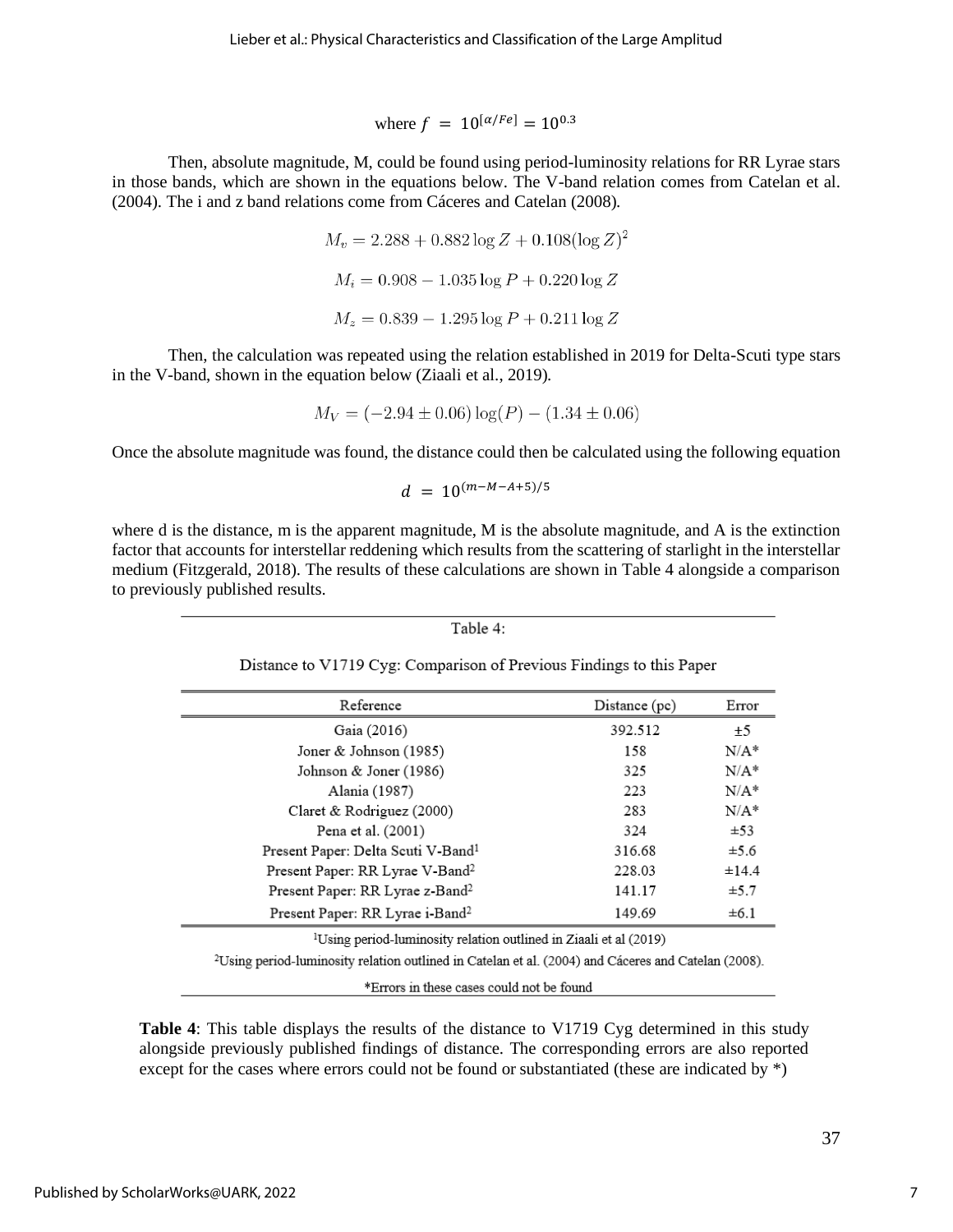$$\text{where } f = 10^{[\alpha/Fe]} = 10^{0.3}$$

Then, absolute magnitude, M, could be found using period-luminosity relations for RR Lyrae stars in those bands, which are shown in the equations below. The V-band relation comes from Catelan et al. (2004). The i and z band relations come from Cáceres and Catelan (2008).

$$M_v = 2.288 + 0.882 \log Z + 0.108 (\log Z)^2$$

$$M_i = 0.908 - 1.035 \log P + 0.220 \log Z$$

$$M_z = 0.839 - 1.295 \log P + 0.211 \log Z$$

Then, the calculation was repeated using the relation established in 2019 for Delta-Scuti type stars in the V-band, shown in the equation below (Ziaali et al., 2019).

$$M_V = (-2.94 \pm 0.06) \log(P) - (1.34 \pm 0.06)$$

Once the absolute magnitude was found, the distance could then be calculated using the following equation

$$d = 10^{(m-M-A+5)/5}$$

where d is the distance, m is the apparent magnitude, M is the absolute magnitude, and A is the extinction factor that accounts for interstellar reddening which results from the scattering of starlight in the interstellar medium (Fitzgerald, 2018). The results of these calculations are shown in Table 4 alongside a comparison to previously published results.

Table 4:

Distance to V1719 Cyg: Comparison of Previous Findings to this Paper

| Reference | Distance (pc) | Error |
|---|---|---|
| Gaia (2016) | 392.512 | ±5 |
| Joner & Johnson (1985) | 158 | N/A* |
| Johnson & Joner (1986) | 325 | N/A* |
| Alania (1987) | 223 | N/A* |
| Claret & Rodriguez (2000) | 283 | N/A* |
| Pena et al. (2001) | 324 | ±53 |
| Present Paper: Delta Scuti V-Band[1] | 316.68 | ±5.6 |
| Present Paper: RR Lyrae V-Band[2] | 228.03 | ±14.4 |
| Present Paper: RR Lyrae z-Band[2] | 141.17 | ±5.7 |
| Present Paper: RR Lyrae i-Band[2] | 149.69 | ±6.1 |

[1]Using period-luminosity relation outlined in Ziaali et al (2019)

[2]Using period-luminosity relation outlined in Catelan et al. (2004) and Cáceres and Catelan (2008).

*Errors in these cases could not be found

**Table 4**: This table displays the results of the distance to V1719 Cyg determined in this study alongside previously published findings of distance. The corresponding errors are also reported except for the cases where errors could not be found or substantiated (these are indicated by *)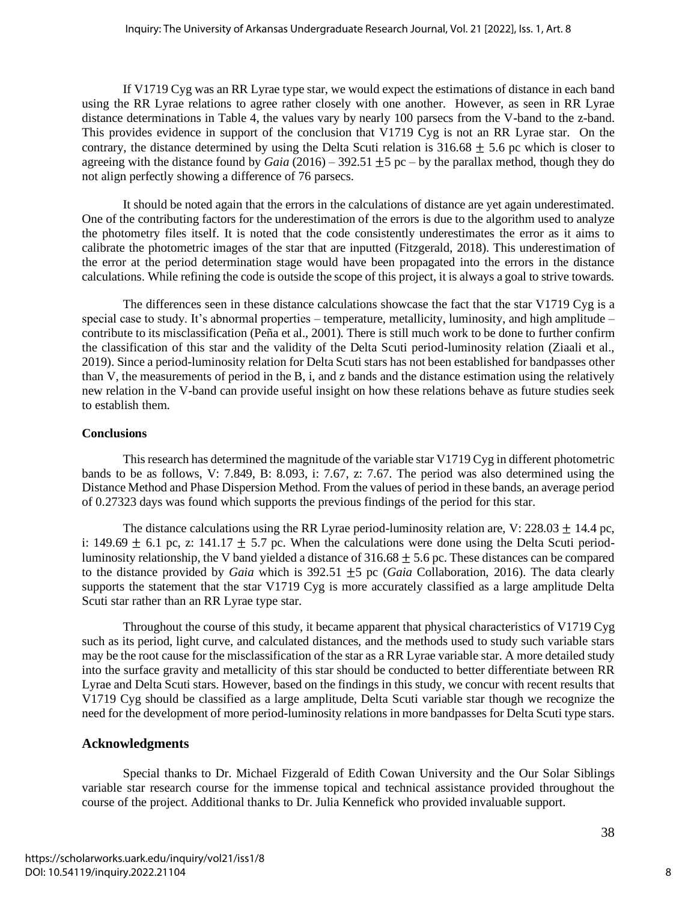If V1719 Cyg was an RR Lyrae type star, we would expect the estimations of distance in each band using the RR Lyrae relations to agree rather closely with one another. However, as seen in RR Lyrae distance determinations in Table 4, the values vary by nearly 100 parsecs from the V-band to the z-band. This provides evidence in support of the conclusion that V1719 Cyg is not an RR Lyrae star. On the contrary, the distance determined by using the Delta Scuti relation is $316.68 \pm 5.6$ pc which is closer to agreeing with the distance found by *Gaia* (2016) – $392.51 \pm 5$ pc – by the parallax method, though they do not align perfectly showing a difference of 76 parsecs.

It should be noted again that the errors in the calculations of distance are yet again underestimated. One of the contributing factors for the underestimation of the errors is due to the algorithm used to analyze the photometry files itself. It is noted that the code consistently underestimates the error as it aims to calibrate the photometric images of the star that are inputted (Fitzgerald, 2018). This underestimation of the error at the period determination stage would have been propagated into the errors in the distance calculations. While refining the code is outside the scope of this project, it is always a goal to strive towards.

The differences seen in these distance calculations showcase the fact that the star V1719 Cyg is a special case to study. It's abnormal properties – temperature, metallicity, luminosity, and high amplitude – contribute to its misclassification (Peña et al., 2001). There is still much work to be done to further confirm the classification of this star and the validity of the Delta Scuti period-luminosity relation (Ziaali et al., 2019). Since a period-luminosity relation for Delta Scuti stars has not been established for bandpasses other than V, the measurements of period in the B, i, and z bands and the distance estimation using the relatively new relation in the V-band can provide useful insight on how these relations behave as future studies seek to establish them.

**Conclusions**

This research has determined the magnitude of the variable star V1719 Cyg in different photometric bands to be as follows, V: 7.849, B: 8.093, i: 7.67, z: 7.67. The period was also determined using the Distance Method and Phase Dispersion Method. From the values of period in these bands, an average period of 0.27323 days was found which supports the previous findings of the period for this star.

The distance calculations using the RR Lyrae period-luminosity relation are, V: $228.03 \pm 14.4$ pc, i: $149.69 \pm 6.1$ pc, z: $141.17 \pm 5.7$ pc. When the calculations were done using the Delta Scuti period-luminosity relationship, the V band yielded a distance of $316.68 \pm 5.6$ pc. These distances can be compared to the distance provided by *Gaia* which is $392.51 \pm 5$ pc (*Gaia* Collaboration, 2016). The data clearly supports the statement that the star V1719 Cyg is more accurately classified as a large amplitude Delta Scuti star rather than an RR Lyrae type star.

Throughout the course of this study, it became apparent that physical characteristics of V1719 Cyg such as its period, light curve, and calculated distances, and the methods used to study such variable stars may be the root cause for the misclassification of the star as a RR Lyrae variable star. A more detailed study into the surface gravity and metallicity of this star should be conducted to better differentiate between RR Lyrae and Delta Scuti stars. However, based on the findings in this study, we concur with recent results that V1719 Cyg should be classified as a large amplitude, Delta Scuti variable star though we recognize the need for the development of more period-luminosity relations in more bandpasses for Delta Scuti type stars.

## Acknowledgments

Special thanks to Dr. Michael Fizgerald of Edith Cowan University and the Our Solar Siblings variable star research course for the immense topical and technical assistance provided throughout the course of the project. Additional thanks to Dr. Julia Kennefick who provided invaluable support.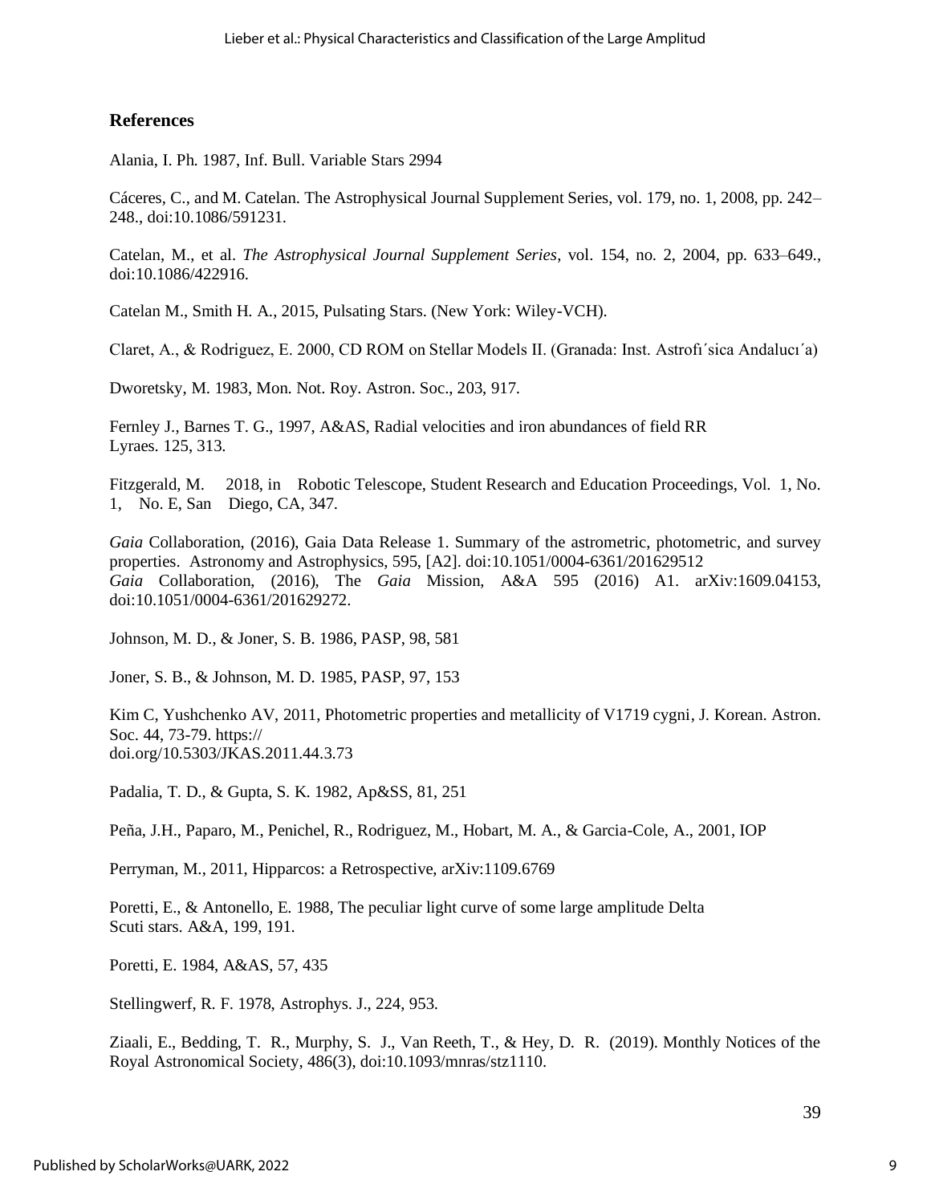## References

Alania, I. Ph. 1987, Inf. Bull. Variable Stars 2994

Cáceres, C., and M. Catelan. The Astrophysical Journal Supplement Series, vol. 179, no. 1, 2008, pp. 242–248., doi:10.1086/591231.

Catelan, M., et al. *The Astrophysical Journal Supplement Series*, vol. 154, no. 2, 2004, pp. 633–649., doi:10.1086/422916.

Catelan M., Smith H. A., 2015, Pulsating Stars. (New York: Wiley-VCH).

Claret, A., & Rodriguez, E. 2000, CD ROM on Stellar Models II. (Granada: Inst. Astrofı´sica Andalucı´a)

Dworetsky, M. 1983, Mon. Not. Roy. Astron. Soc., 203, 917.

Fernley J., Barnes T. G., 1997, A&AS, Radial velocities and iron abundances of field RR Lyraes. 125, 313.

Fitzgerald, M. 2018, in Robotic Telescope, Student Research and Education Proceedings, Vol. 1, No. 1, No. E, San Diego, CA, 347.

*Gaia* Collaboration, (2016), Gaia Data Release 1. Summary of the astrometric, photometric, and survey properties. Astronomy and Astrophysics, 595, [A2]. doi:10.1051/0004-6361/201629512
*Gaia* Collaboration, (2016), The *Gaia* Mission, A&A 595 (2016) A1. arXiv:1609.04153, doi:10.1051/0004-6361/201629272.

Johnson, M. D., & Joner, S. B. 1986, PASP, 98, 581

Joner, S. B., & Johnson, M. D. 1985, PASP, 97, 153

Kim C, Yushchenko AV, 2011, Photometric properties and metallicity of V1719 cygni, J. Korean. Astron. Soc. 44, 73-79. https://
doi.org/10.5303/JKAS.2011.44.3.73

Padalia, T. D., & Gupta, S. K. 1982, Ap&SS, 81, 251

Peña, J.H., Paparo, M., Penichel, R., Rodriguez, M., Hobart, M. A., & Garcia-Cole, A., 2001, IOP

Perryman, M., 2011, Hipparcos: a Retrospective, arXiv:1109.6769

Poretti, E., & Antonello, E. 1988, The peculiar light curve of some large amplitude Delta Scuti stars. A&A, 199, 191.

Poretti, E. 1984, A&AS, 57, 435

Stellingwerf, R. F. 1978, Astrophys. J., 224, 953.

Ziaali, E., Bedding, T. R., Murphy, S. J., Van Reeth, T., & Hey, D. R. (2019). Monthly Notices of the Royal Astronomical Society, 486(3), doi:10.1093/mnras/stz1110.